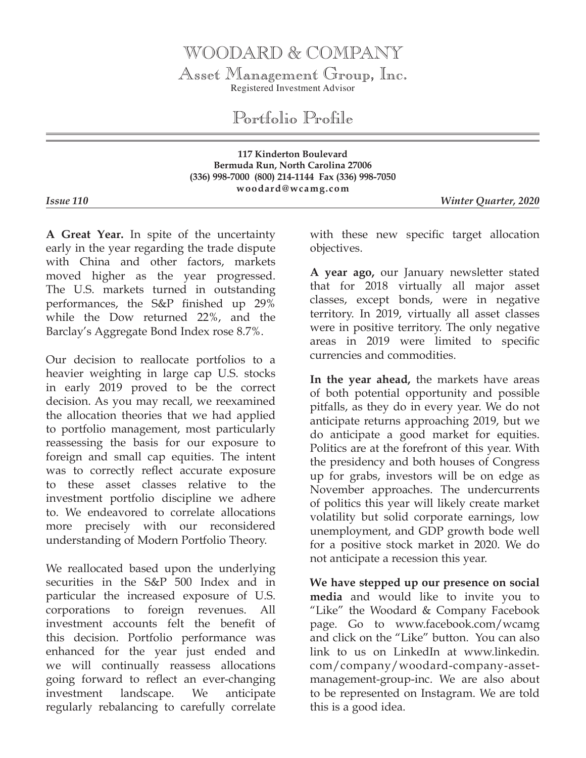# WOODARD & COMPANY

## Asset Management Group, Inc.

Registered Investment Advisor

# Portfolio Profile

**117 Kinderton Boulevard**
**Bermuda Run, North Carolina 27006**
**(336) 998-7000 (800) 214-1144 Fax (336) 998-7050**
**woodard@wcamg.com**

***Issue 110*** ***Winter Quarter, 2020***

**A Great Year.** In spite of the uncertainty early in the year regarding the trade dispute with China and other factors, markets moved higher as the year progressed. The U.S. markets turned in outstanding performances, the S&P finished up 29% while the Dow returned 22%, and the Barclay's Aggregate Bond Index rose 8.7%.

Our decision to reallocate portfolios to a heavier weighting in large cap U.S. stocks in early 2019 proved to be the correct decision. As you may recall, we reexamined the allocation theories that we had applied to portfolio management, most particularly reassessing the basis for our exposure to foreign and small cap equities. The intent was to correctly reflect accurate exposure to these asset classes relative to the investment portfolio discipline we adhere to. We endeavored to correlate allocations more precisely with our reconsidered understanding of Modern Portfolio Theory.

We reallocated based upon the underlying securities in the S&P 500 Index and in particular the increased exposure of U.S. corporations to foreign revenues. All investment accounts felt the benefit of this decision. Portfolio performance was enhanced for the year just ended and we will continually reassess allocations going forward to reflect an ever-changing investment landscape. We anticipate regularly rebalancing to carefully correlate with these new specific target allocation objectives.

**A year ago,** our January newsletter stated that for 2018 virtually all major asset classes, except bonds, were in negative territory. In 2019, virtually all asset classes were in positive territory. The only negative areas in 2019 were limited to specific currencies and commodities.

**In the year ahead,** the markets have areas of both potential opportunity and possible pitfalls, as they do in every year. We do not anticipate returns approaching 2019, but we do anticipate a good market for equities. Politics are at the forefront of this year. With the presidency and both houses of Congress up for grabs, investors will be on edge as November approaches. The undercurrents of politics this year will likely create market volatility but solid corporate earnings, low unemployment, and GDP growth bode well for a positive stock market in 2020. We do not anticipate a recession this year.

**We have stepped up our presence on social media** and would like to invite you to "Like" the Woodard & Company Facebook page. Go to www.facebook.com/wcamg and click on the "Like" button. You can also link to us on LinkedIn at www.linkedin.com/company/woodard-company-asset-management-group-inc. We are also about to be represented on Instagram. We are told this is a good idea.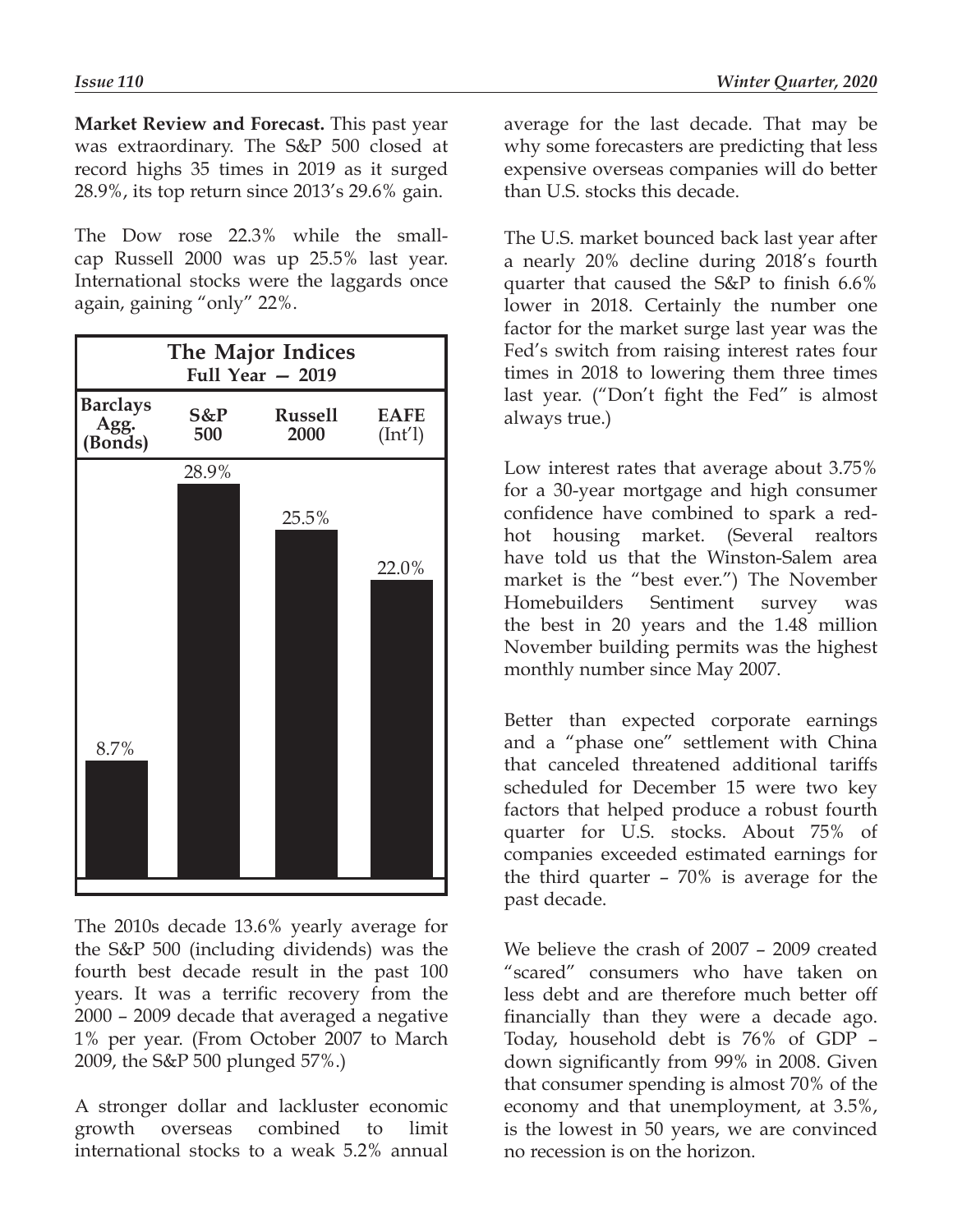**Market Review and Forecast.** This past year was extraordinary. The S&P 500 closed at record highs 35 times in 2019 as it surged 28.9%, its top return since 2013's 29.6% gain.

The Dow rose 22.3% while the small-cap Russell 2000 was up 25.5% last year. International stocks were the laggards once again, gaining "only" 22%.

**The Major Indices**
**Full Year — 2019**

| Barclays Agg. (Bonds) | S&P 500 | Russell 2000 | EAFE (Int'l) |
|---|---|---|---|
| 8.7% | 28.9% | 25.5% | 22.0% |

The 2010s decade 13.6% yearly average for the S&P 500 (including dividends) was the fourth best decade result in the past 100 years. It was a terrific recovery from the 2000 – 2009 decade that averaged a negative 1% per year. (From October 2007 to March 2009, the S&P 500 plunged 57%.)

A stronger dollar and lackluster economic growth overseas combined to limit international stocks to a weak 5.2% annual average for the last decade. That may be why some forecasters are predicting that less expensive overseas companies will do better than U.S. stocks this decade.

The U.S. market bounced back last year after a nearly 20% decline during 2018's fourth quarter that caused the S&P to finish 6.6% lower in 2018. Certainly the number one factor for the market surge last year was the Fed's switch from raising interest rates four times in 2018 to lowering them three times last year. ("Don't fight the Fed" is almost always true.)

Low interest rates that average about 3.75% for a 30-year mortgage and high consumer confidence have combined to spark a red-hot housing market. (Several realtors have told us that the Winston-Salem area market is the "best ever.") The November Homebuilders Sentiment survey was the best in 20 years and the 1.48 million November building permits was the highest monthly number since May 2007.

Better than expected corporate earnings and a "phase one" settlement with China that canceled threatened additional tariffs scheduled for December 15 were two key factors that helped produce a robust fourth quarter for U.S. stocks. About 75% of companies exceeded estimated earnings for the third quarter – 70% is average for the past decade.

We believe the crash of 2007 – 2009 created "scared" consumers who have taken on less debt and are therefore much better off financially than they were a decade ago. Today, household debt is 76% of GDP – down significantly from 99% in 2008. Given that consumer spending is almost 70% of the economy and that unemployment, at 3.5%, is the lowest in 50 years, we are convinced no recession is on the horizon.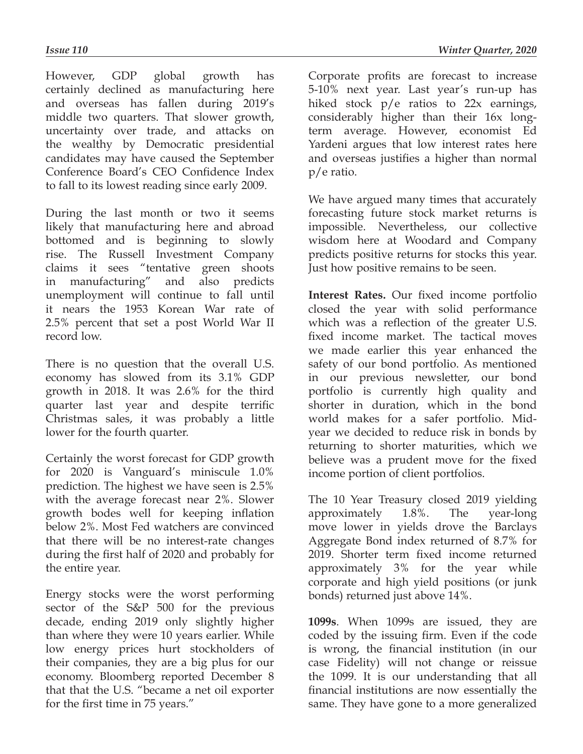However, GDP global growth has certainly declined as manufacturing here and overseas has fallen during 2019's middle two quarters. That slower growth, uncertainty over trade, and attacks on the wealthy by Democratic presidential candidates may have caused the September Conference Board's CEO Confidence Index to fall to its lowest reading since early 2009.

During the last month or two it seems likely that manufacturing here and abroad bottomed and is beginning to slowly rise. The Russell Investment Company claims it sees "tentative green shoots in manufacturing" and also predicts unemployment will continue to fall until it nears the 1953 Korean War rate of 2.5% percent that set a post World War II record low.

There is no question that the overall U.S. economy has slowed from its 3.1% GDP growth in 2018. It was 2.6% for the third quarter last year and despite terrific Christmas sales, it was probably a little lower for the fourth quarter.

Certainly the worst forecast for GDP growth for 2020 is Vanguard's miniscule 1.0% prediction. The highest we have seen is 2.5% with the average forecast near 2%. Slower growth bodes well for keeping inflation below 2%. Most Fed watchers are convinced that there will be no interest-rate changes during the first half of 2020 and probably for the entire year.

Energy stocks were the worst performing sector of the S&P 500 for the previous decade, ending 2019 only slightly higher than where they were 10 years earlier. While low energy prices hurt stockholders of their companies, they are a big plus for our economy. Bloomberg reported December 8 that that the U.S. "became a net oil exporter for the first time in 75 years."

Corporate profits are forecast to increase 5-10% next year. Last year's run-up has hiked stock p/e ratios to 22x earnings, considerably higher than their 16x long-term average. However, economist Ed Yardeni argues that low interest rates here and overseas justifies a higher than normal p/e ratio.

We have argued many times that accurately forecasting future stock market returns is impossible. Nevertheless, our collective wisdom here at Woodard and Company predicts positive returns for stocks this year. Just how positive remains to be seen.

**Interest Rates.** Our fixed income portfolio closed the year with solid performance which was a reflection of the greater U.S. fixed income market. The tactical moves we made earlier this year enhanced the safety of our bond portfolio. As mentioned in our previous newsletter, our bond portfolio is currently high quality and shorter in duration, which in the bond world makes for a safer portfolio. Mid-year we decided to reduce risk in bonds by returning to shorter maturities, which we believe was a prudent move for the fixed income portion of client portfolios.

The 10 Year Treasury closed 2019 yielding approximately 1.8%. The year-long move lower in yields drove the Barclays Aggregate Bond index returned of 8.7% for 2019. Shorter term fixed income returned approximately 3% for the year while corporate and high yield positions (or junk bonds) returned just above 14%.

**1099s**. When 1099s are issued, they are coded by the issuing firm. Even if the code is wrong, the financial institution (in our case Fidelity) will not change or reissue the 1099. It is our understanding that all financial institutions are now essentially the same. They have gone to a more generalized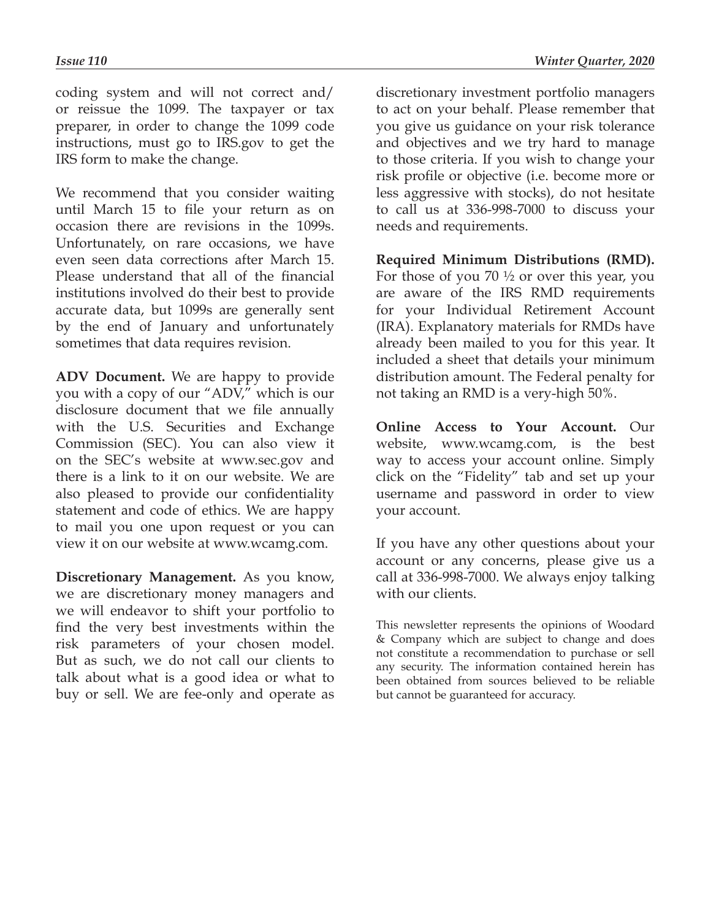coding system and will not correct and/ or reissue the 1099. The taxpayer or tax preparer, in order to change the 1099 code instructions, must go to IRS.gov to get the IRS form to make the change.

We recommend that you consider waiting until March 15 to file your return as on occasion there are revisions in the 1099s. Unfortunately, on rare occasions, we have even seen data corrections after March 15. Please understand that all of the financial institutions involved do their best to provide accurate data, but 1099s are generally sent by the end of January and unfortunately sometimes that data requires revision.

**ADV Document.** We are happy to provide you with a copy of our "ADV," which is our disclosure document that we file annually with the U.S. Securities and Exchange Commission (SEC). You can also view it on the SEC's website at www.sec.gov and there is a link to it on our website. We are also pleased to provide our confidentiality statement and code of ethics. We are happy to mail you one upon request or you can view it on our website at www.wcamg.com.

**Discretionary Management.** As you know, we are discretionary money managers and we will endeavor to shift your portfolio to find the very best investments within the risk parameters of your chosen model. But as such, we do not call our clients to talk about what is a good idea or what to buy or sell. We are fee-only and operate as discretionary investment portfolio managers to act on your behalf. Please remember that you give us guidance on your risk tolerance and objectives and we try hard to manage to those criteria. If you wish to change your risk profile or objective (i.e. become more or less aggressive with stocks), do not hesitate to call us at 336-998-7000 to discuss your needs and requirements.

**Required Minimum Distributions (RMD).** For those of you 70 ½ or over this year, you are aware of the IRS RMD requirements for your Individual Retirement Account (IRA). Explanatory materials for RMDs have already been mailed to you for this year. It included a sheet that details your minimum distribution amount. The Federal penalty for not taking an RMD is a very-high 50%.

**Online Access to Your Account.** Our website, www.wcamg.com, is the best way to access your account online. Simply click on the "Fidelity" tab and set up your username and password in order to view your account.

If you have any other questions about your account or any concerns, please give us a call at 336-998-7000. We always enjoy talking with our clients.

This newsletter represents the opinions of Woodard & Company which are subject to change and does not constitute a recommendation to purchase or sell any security. The information contained herein has been obtained from sources believed to be reliable but cannot be guaranteed for accuracy.